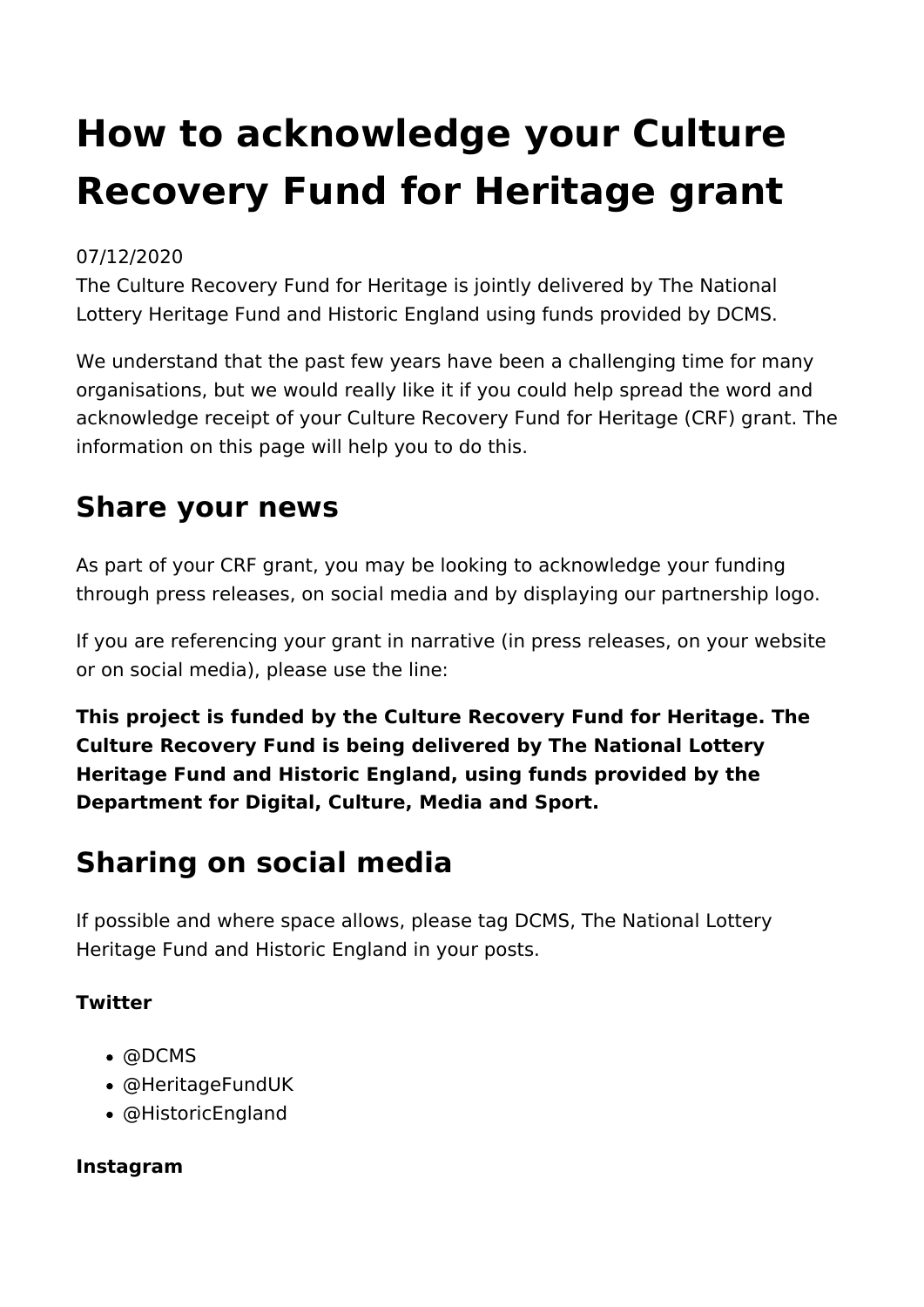# How to acknowledge your Culture Recovery Fund for Heritage grant

07/12/2020

The Culture Recovery Fund for Heritage is jointly delivered by The National Lottery Heritage Fund and Historic England using funds provided by DCMS.

We understand that the past few years have been a challenging time for many organisations, but we would really like it if you could help spread the word and acknowledge receipt of your Culture Recovery Fund for Heritage (CRF) grant. The information on this page will help you to do this.

## Share your news

As part of your CRF grant, you may be looking to acknowledge your funding through press releases, on social media and by displaying our partnership logo.

If you are referencing your grant in narrative (in press releases, on your website or on social media), please use the line:

**This project is funded by the Culture Recovery Fund for Heritage. The Culture Recovery Fund is being delivered by The National Lottery Heritage Fund and Historic England, using funds provided by the Department for Digital, Culture, Media and Sport.**

## Sharing on social media

If possible and where space allows, please tag DCMS, The National Lottery Heritage Fund and Historic England in your posts.

**Twitter**

- @DCMS
- @HeritageFundUK
- @HistoricEngland

**Instagram**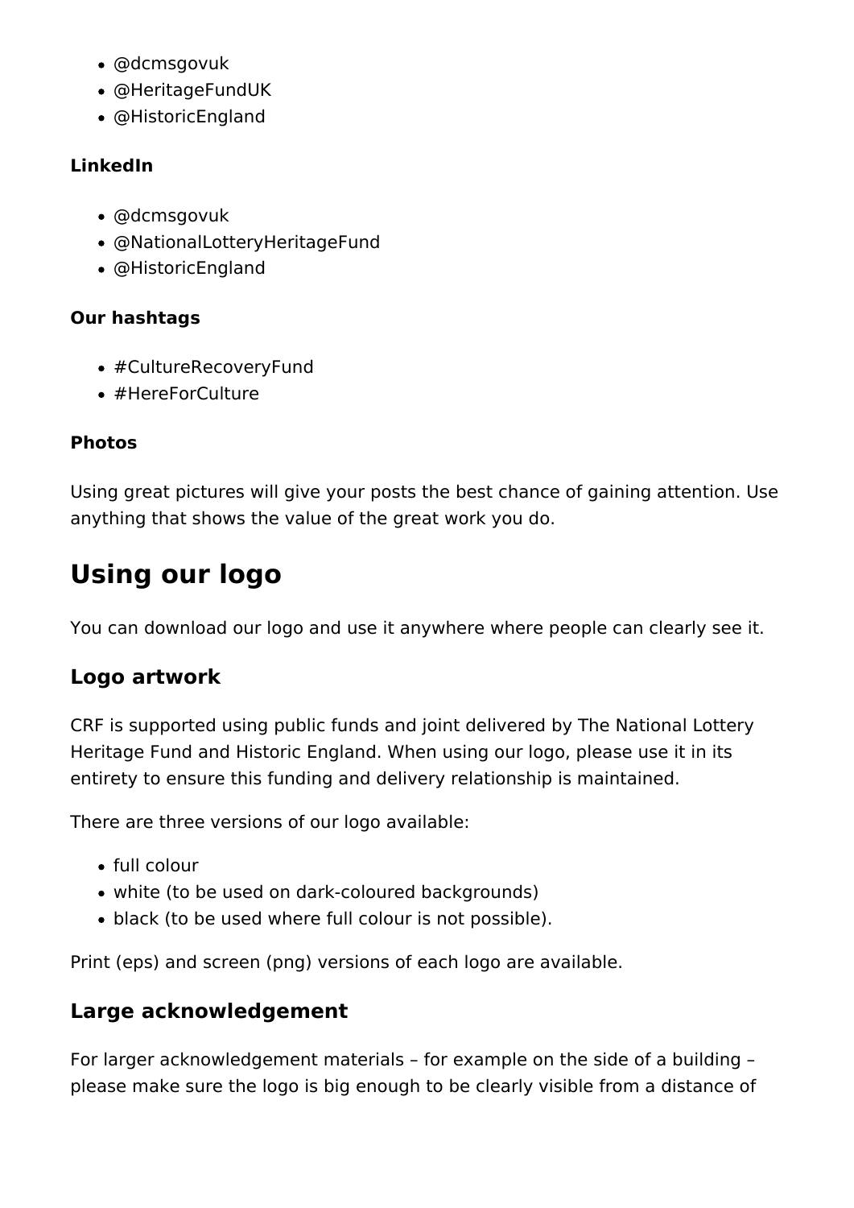- @dcmsgovuk
- @HeritageFundUK
- @HistoricEngland

**LinkedIn**

- @dcmsgovuk
- @NationalLotteryHeritageFund
- @HistoricEngland

**Our hashtags**

- #CultureRecoveryFund
- #HereForCulture

**Photos**

Using great pictures will give your posts the best chance of gaining attention. Use anything that shows the value of the great work you do.

# Using our logo

You can download our logo and use it anywhere where people can clearly see it.

## Logo artwork

CRF is supported using public funds and joint delivered by The National Lottery Heritage Fund and Historic England. When using our logo, please use it in its entirety to ensure this funding and delivery relationship is maintained.

There are three versions of our logo available:

- full colour
- white (to be used on dark-coloured backgrounds)
- black (to be used where full colour is not possible).

Print (eps) and screen (png) versions of each logo are available.

## Large acknowledgement

For larger acknowledgement materials – for example on the side of a building – please make sure the logo is big enough to be clearly visible from a distance of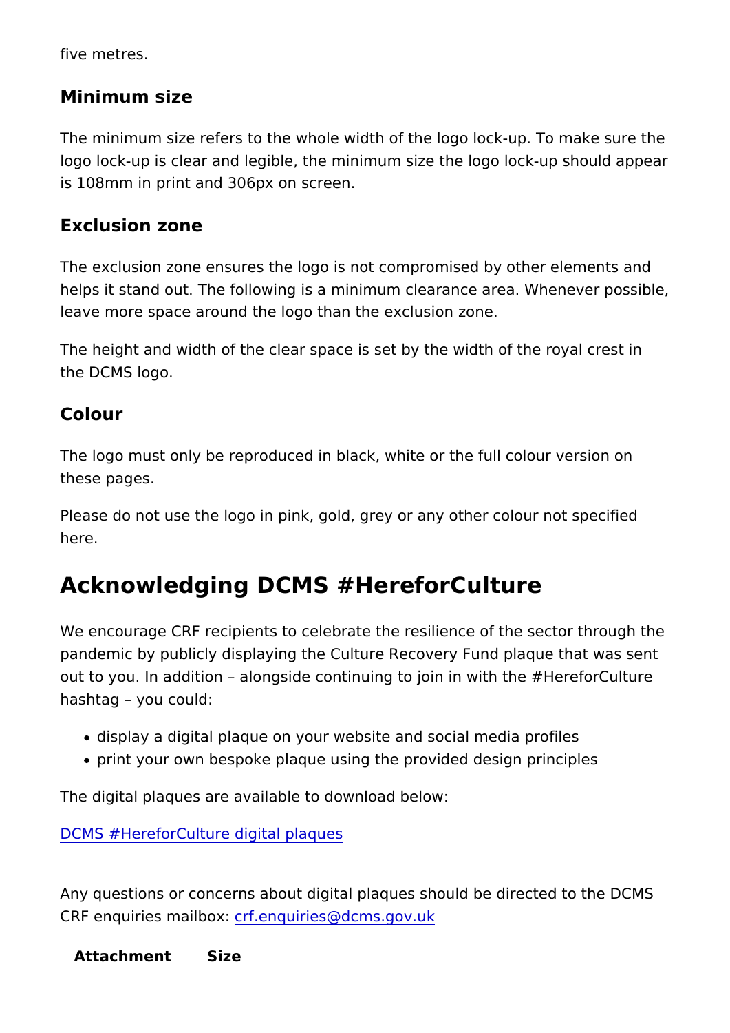five metres.

### Minimum size

The minimum size refers to the whole width of the logo lock-up. To make sure the logo lock-up is clear and legible, the minimum size the logo lock-up should appear is 108mm in print and 306px on screen.

### Exclusion zone

The exclusion zone ensures the logo is not compromised by other elements and helps it stand out. The following is a minimum clearance area. Whenever possible, leave more space around the logo than the exclusion zone.

The height and width of the clear space is set by the width of the royal crest in the DCMS logo.

### Colour

The logo must only be reproduced in black, white or the full colour version on these pages.

Please do not use the logo in pink, gold, grey or any other colour not specified here.

## Acknowledging DCMS #HereforCulture

We encourage CRF recipients to celebrate the resilience of the sector through the pandemic by publicly displaying the Culture Recovery Fund plaque that was sent out to you. In addition – alongside continuing to join in with the #HereforCulture hashtag – you could:

- display a digital plaque on your website and social media profiles
- print your own bespoke plaque using the provided design principles

The digital plaques are available to download below:

DCMS #HereforCulture digital plaques

Any questions or concerns about digital plaques should be directed to the DCMS CRF enquiries mailbox: crf.enquiries@dcms.gov.uk

| Attachment | Size |
| --- | --- |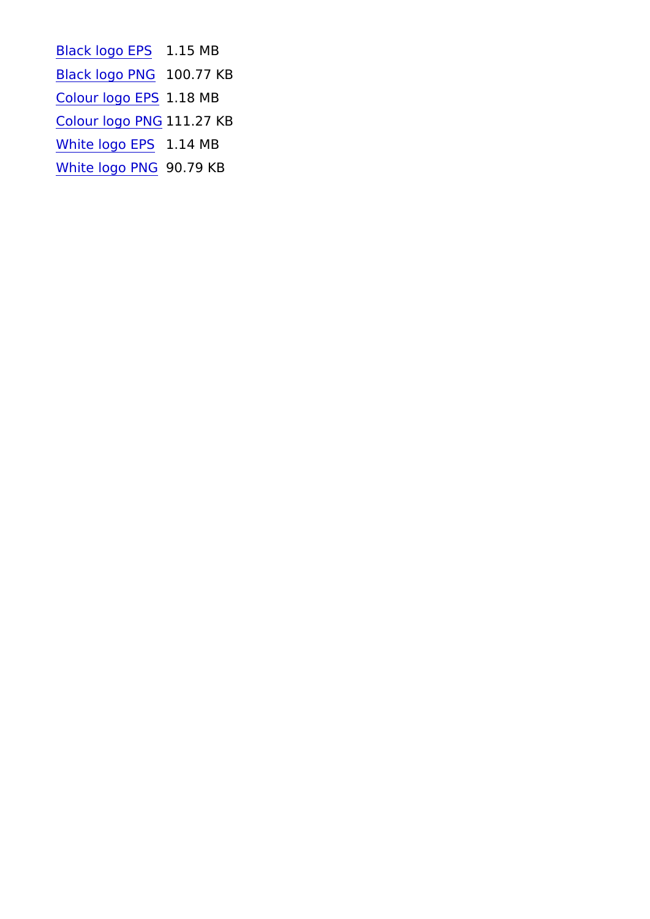| | |
|---|---|
| Black logo EPS | 1.15 MB |
| Black logo PNG | 100.77 KB |
| Colour logo EPS | 1.18 MB |
| Colour logo PNG | 111.27 KB |
| White logo EPS | 1.14 MB |
| White logo PNG | 90.79 KB |